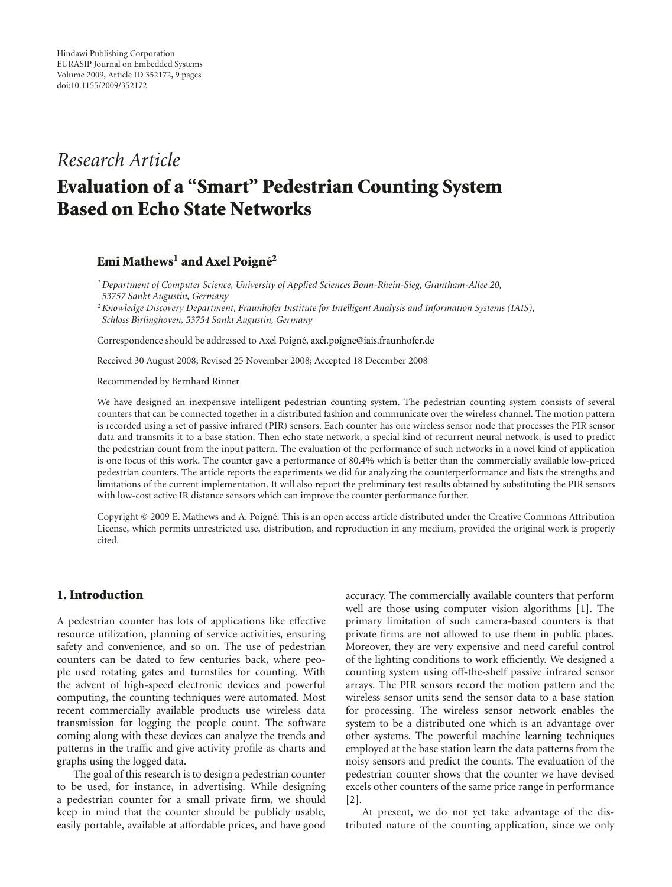Hindawi Publishing Corporation
EURASIP Journal on Embedded Systems
Volume 2009, Article ID 352172, 9 pages
doi:10.1155/2009/352172

*Research Article*

# Evaluation of a "Smart" Pedestrian Counting System Based on Echo State Networks

**Emi Mathews[1] and Axel Poigné[2]**

[1] *Department of Computer Science, University of Applied Sciences Bonn-Rhein-Sieg, Grantham-Allee 20, 53757 Sankt Augustin, Germany*

[2] *Knowledge Discovery Department, Fraunhofer Institute for Intelligent Analysis and Information Systems (IAIS), Schloss Birlinghoven, 53754 Sankt Augustin, Germany*

Correspondence should be addressed to Axel Poigné, axel.poigne@iais.fraunhofer.de

Received 30 August 2008; Revised 25 November 2008; Accepted 18 December 2008

Recommended by Bernhard Rinner

We have designed an inexpensive intelligent pedestrian counting system. The pedestrian counting system consists of several counters that can be connected together in a distributed fashion and communicate over the wireless channel. The motion pattern is recorded using a set of passive infrared (PIR) sensors. Each counter has one wireless sensor node that processes the PIR sensor data and transmits it to a base station. Then echo state network, a special kind of recurrent neural network, is used to predict the pedestrian count from the input pattern. The evaluation of the performance of such networks in a novel kind of application is one focus of this work. The counter gave a performance of 80.4% which is better than the commercially available low-priced pedestrian counters. The article reports the experiments we did for analyzing the counterperformance and lists the strengths and limitations of the current implementation. It will also report the preliminary test results obtained by substituting the PIR sensors with low-cost active IR distance sensors which can improve the counter performance further.

Copyright © 2009 E. Mathews and A. Poigné. This is an open access article distributed under the Creative Commons Attribution License, which permits unrestricted use, distribution, and reproduction in any medium, provided the original work is properly cited.

## 1. Introduction

A pedestrian counter has lots of applications like effective resource utilization, planning of service activities, ensuring safety and convenience, and so on. The use of pedestrian counters can be dated to few centuries back, where people used rotating gates and turnstiles for counting. With the advent of high-speed electronic devices and powerful computing, the counting techniques were automated. Most recent commercially available products use wireless data transmission for logging the people count. The software coming along with these devices can analyze the trends and patterns in the traffic and give activity profile as charts and graphs using the logged data.

The goal of this research is to design a pedestrian counter to be used, for instance, in advertising. While designing a pedestrian counter for a small private firm, we should keep in mind that the counter should be publicly usable, easily portable, available at affordable prices, and have good accuracy. The commercially available counters that perform well are those using computer vision algorithms [1]. The primary limitation of such camera-based counters is that private firms are not allowed to use them in public places. Moreover, they are very expensive and need careful control of the lighting conditions to work efficiently. We designed a counting system using off-the-shelf passive infrared sensor arrays. The PIR sensors record the motion pattern and the wireless sensor units send the sensor data to a base station for processing. The wireless sensor network enables the system to be a distributed one which is an advantage over other systems. The powerful machine learning techniques employed at the base station learn the data patterns from the noisy sensors and predict the counts. The evaluation of the pedestrian counter shows that the counter we have devised excels other counters of the same price range in performance [2].

At present, we do not yet take advantage of the distributed nature of the counting application, since we only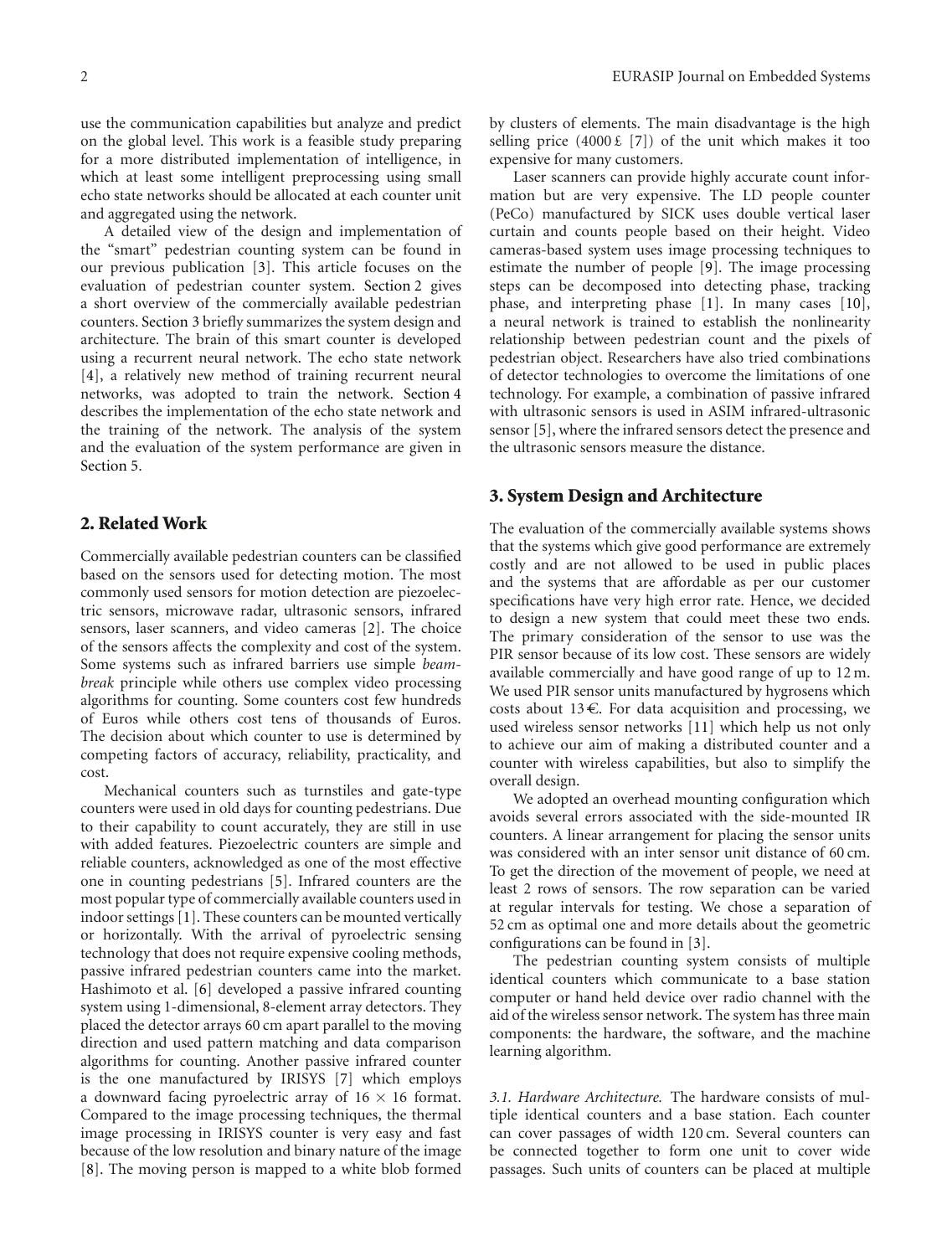use the communication capabilities but analyze and predict on the global level. This work is a feasible study preparing for a more distributed implementation of intelligence, in which at least some intelligent preprocessing using small echo state networks should be allocated at each counter unit and aggregated using the network.

A detailed view of the design and implementation of the "smart" pedestrian counting system can be found in our previous publication [3]. This article focuses on the evaluation of pedestrian counter system. Section 2 gives a short overview of the commercially available pedestrian counters. Section 3 briefly summarizes the system design and architecture. The brain of this smart counter is developed using a recurrent neural network. The echo state network [4], a relatively new method of training recurrent neural networks, was adopted to train the network. Section 4 describes the implementation of the echo state network and the training of the network. The analysis of the system and the evaluation of the system performance are given in Section 5.

## 2. Related Work

Commercially available pedestrian counters can be classified based on the sensors used for detecting motion. The most commonly used sensors for motion detection are piezoelectric sensors, microwave radar, ultrasonic sensors, infrared sensors, laser scanners, and video cameras [2]. The choice of the sensors affects the complexity and cost of the system. Some systems such as infrared barriers use simple *beam-break* principle while others use complex video processing algorithms for counting. Some counters cost few hundreds of Euros while others cost tens of thousands of Euros. The decision about which counter to use is determined by competing factors of accuracy, reliability, practicality, and cost.

Mechanical counters such as turnstiles and gate-type counters were used in old days for counting pedestrians. Due to their capability to count accurately, they are still in use with added features. Piezoelectric counters are simple and reliable counters, acknowledged as one of the most effective one in counting pedestrians [5]. Infrared counters are the most popular type of commercially available counters used in indoor settings [1]. These counters can be mounted vertically or horizontally. With the arrival of pyroelectric sensing technology that does not require expensive cooling methods, passive infrared pedestrian counters came into the market. Hashimoto et al. [6] developed a passive infrared counting system using 1-dimensional, 8-element array detectors. They placed the detector arrays 60 cm apart parallel to the moving direction and used pattern matching and data comparison algorithms for counting. Another passive infrared counter is the one manufactured by IRISYS [7] which employs a downward facing pyroelectric array of $16 \times 16$ format. Compared to the image processing techniques, the thermal image processing in IRISYS counter is very easy and fast because of the low resolution and binary nature of the image [8]. The moving person is mapped to a white blob formed by clusters of elements. The main disadvantage is the high selling price (4000 £ [7]) of the unit which makes it too expensive for many customers.

Laser scanners can provide highly accurate count information but are very expensive. The LD people counter (PeCo) manufactured by SICK uses double vertical laser curtain and counts people based on their height. Video cameras-based system uses image processing techniques to estimate the number of people [9]. The image processing steps can be decomposed into detecting phase, tracking phase, and interpreting phase [1]. In many cases [10], a neural network is trained to establish the nonlinearity relationship between pedestrian count and the pixels of pedestrian object. Researchers have also tried combinations of detector technologies to overcome the limitations of one technology. For example, a combination of passive infrared with ultrasonic sensors is used in ASIM infrared-ultrasonic sensor [5], where the infrared sensors detect the presence and the ultrasonic sensors measure the distance.

## 3. System Design and Architecture

The evaluation of the commercially available systems shows that the systems which give good performance are extremely costly and are not allowed to be used in public places and the systems that are affordable as per our customer specifications have very high error rate. Hence, we decided to design a new system that could meet these two ends. The primary consideration of the sensor to use was the PIR sensor because of its low cost. These sensors are widely available commercially and have good range of up to 12 m. We used PIR sensor units manufactured by hygrosens which costs about 13 €. For data acquisition and processing, we used wireless sensor networks [11] which help us not only to achieve our aim of making a distributed counter and a counter with wireless capabilities, but also to simplify the overall design.

We adopted an overhead mounting configuration which avoids several errors associated with the side-mounted IR counters. A linear arrangement for placing the sensor units was considered with an inter sensor unit distance of 60 cm. To get the direction of the movement of people, we need at least 2 rows of sensors. The row separation can be varied at regular intervals for testing. We chose a separation of 52 cm as optimal one and more details about the geometric configurations can be found in [3].

The pedestrian counting system consists of multiple identical counters which communicate to a base station computer or hand held device over radio channel with the aid of the wireless sensor network. The system has three main components: the hardware, the software, and the machine learning algorithm.

*3.1. Hardware Architecture.* The hardware consists of multiple identical counters and a base station. Each counter can cover passages of width 120 cm. Several counters can be connected together to form one unit to cover wide passages. Such units of counters can be placed at multiple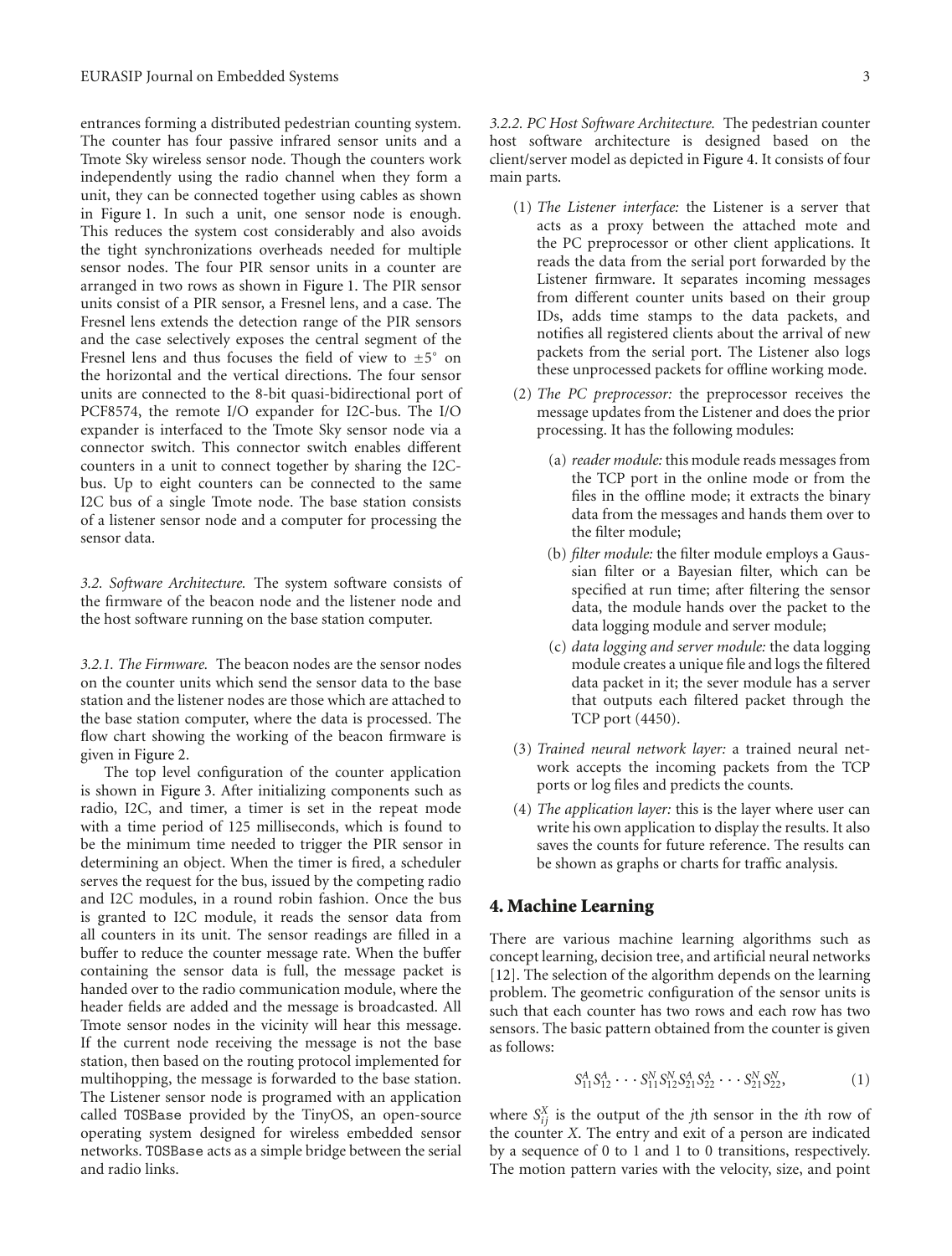entrances forming a distributed pedestrian counting system. The counter has four passive infrared sensor units and a Tmote Sky wireless sensor node. Though the counters work independently using the radio channel when they form a unit, they can be connected together using cables as shown in Figure 1. In such a unit, one sensor node is enough. This reduces the system cost considerably and also avoids the tight synchronizations overheads needed for multiple sensor nodes. The four PIR sensor units in a counter are arranged in two rows as shown in Figure 1. The PIR sensor units consist of a PIR sensor, a Fresnel lens, and a case. The Fresnel lens extends the detection range of the PIR sensors and the case selectively exposes the central segment of the Fresnel lens and thus focuses the field of view to $\pm 5^{\circ}$ on the horizontal and the vertical directions. The four sensor units are connected to the 8-bit quasi-bidirectional port of PCF8574, the remote I/O expander for I2C-bus. The I/O expander is interfaced to the Tmote Sky sensor node via a connector switch. This connector switch enables different counters in a unit to connect together by sharing the I2C-bus. Up to eight counters can be connected to the same I2C bus of a single Tmote node. The base station consists of a listener sensor node and a computer for processing the sensor data.

*3.2. Software Architecture.* The system software consists of the firmware of the beacon node and the listener node and the host software running on the base station computer.

*3.2.1. The Firmware.* The beacon nodes are the sensor nodes on the counter units which send the sensor data to the base station and the listener nodes are those which are attached to the base station computer, where the data is processed. The flow chart showing the working of the beacon firmware is given in Figure 2.

The top level configuration of the counter application is shown in Figure 3. After initializing components such as radio, I2C, and timer, a timer is set in the repeat mode with a time period of 125 milliseconds, which is found to be the minimum time needed to trigger the PIR sensor in determining an object. When the timer is fired, a scheduler serves the request for the bus, issued by the competing radio and I2C modules, in a round robin fashion. Once the bus is granted to I2C module, it reads the sensor data from all counters in its unit. The sensor readings are filled in a buffer to reduce the counter message rate. When the buffer containing the sensor data is full, the message packet is handed over to the radio communication module, where the header fields are added and the message is broadcasted. All Tmote sensor nodes in the vicinity will hear this message. If the current node receiving the message is not the base station, then based on the routing protocol implemented for multihopping, the message is forwarded to the base station. The Listener sensor node is programed with an application called `TOSBase` provided by the TinyOS, an open-source operating system designed for wireless embedded sensor networks. `TOSBase` acts as a simple bridge between the serial and radio links.

*3.2.2. PC Host Software Architecture.* The pedestrian counter host software architecture is designed based on the client/server model as depicted in Figure 4. It consists of four main parts.

(1) *The Listener interface:* the Listener is a server that acts as a proxy between the attached mote and the PC preprocessor or other client applications. It reads the data from the serial port forwarded by the Listener firmware. It separates incoming messages from different counter units based on their group IDs, adds time stamps to the data packets, and notifies all registered clients about the arrival of new packets from the serial port. The Listener also logs these unprocessed packets for offline working mode.

(2) *The PC preprocessor:* the preprocessor receives the message updates from the Listener and does the prior processing. It has the following modules:

   (a) *reader module:* this module reads messages from the TCP port in the online mode or from the files in the offline mode; it extracts the binary data from the messages and hands them over to the filter module;

   (b) *filter module:* the filter module employs a Gaussian filter or a Bayesian filter, which can be specified at run time; after filtering the sensor data, the module hands over the packet to the data logging module and server module;

   (c) *data logging and server module:* the data logging module creates a unique file and logs the filtered data packet in it; the sever module has a server that outputs each filtered packet through the TCP port (4450).

(3) *Trained neural network layer:* a trained neural network accepts the incoming packets from the TCP ports or log files and predicts the counts.

(4) *The application layer:* this is the layer where user can write his own application to display the results. It also saves the counts for future reference. The results can be shown as graphs or charts for traffic analysis.

## 4. Machine Learning

There are various machine learning algorithms such as concept learning, decision tree, and artificial neural networks [12]. The selection of the algorithm depends on the learning problem. The geometric configuration of the sensor units is such that each counter has two rows and each row has two sensors. The basic pattern obtained from the counter is given as follows:

$$S_{11}^{A} S_{12}^{A} \cdots S_{11}^{N} S_{12}^{N} S_{21}^{A} S_{22}^{A} \cdots S_{21}^{N} S_{22}^{N}, \tag{1}$$

where $S_{ij}^{X}$ is the output of the $j$th sensor in the $i$th row of the counter $X$. The entry and exit of a person are indicated by a sequence of 0 to 1 and 1 to 0 transitions, respectively. The motion pattern varies with the velocity, size, and point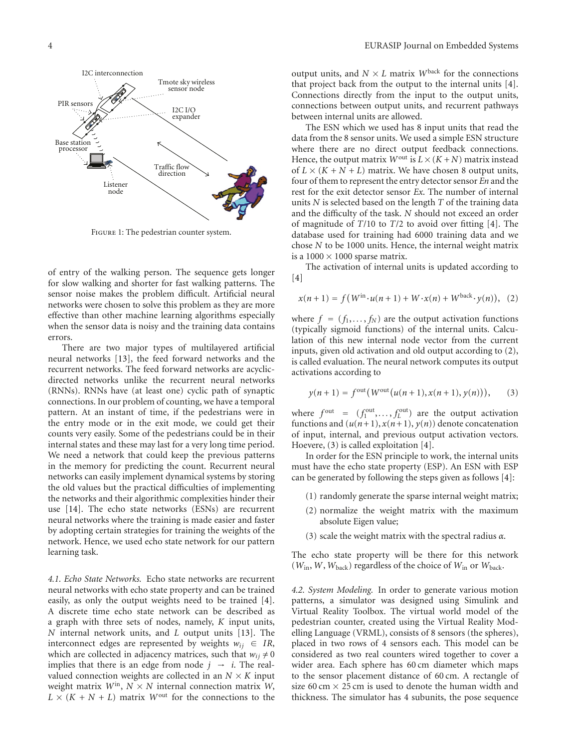Figure 1: The pedestrian counter system.

of entry of the walking person. The sequence gets longer for slow walking and shorter for fast walking patterns. The sensor noise makes the problem difficult. Artificial neural networks were chosen to solve this problem as they are more effective than other machine learning algorithms especially when the sensor data is noisy and the training data contains errors.

There are two major types of multilayered artificial neural networks [13], the feed forward networks and the recurrent networks. The feed forward networks are acyclic-directed networks unlike the recurrent neural networks (RNNs). RNNs have (at least one) cyclic path of synaptic connections. In our problem of counting, we have a temporal pattern. At an instant of time, if the pedestrians were in the entry mode or in the exit mode, we could get their counts very easily. Some of the pedestrians could be in their internal states and these may last for a very long time period. We need a network that could keep the previous patterns in the memory for predicting the count. Recurrent neural networks can easily implement dynamical systems by storing the old values but the practical difficulties of implementing the networks and their algorithmic complexities hinder their use [14]. The echo state networks (ESNs) are recurrent neural networks where the training is made easier and faster by adopting certain strategies for training the weights of the network. Hence, we used echo state network for our pattern learning task.

*4.1. Echo State Networks.* Echo state networks are recurrent neural networks with echo state property and can be trained easily, as only the output weights need to be trained [4]. A discrete time echo state network can be described as a graph with three sets of nodes, namely, $K$ input units, $N$ internal network units, and $L$ output units [13]. The interconnect edges are represented by weights $w_{ij} \in IR$, which are collected in adjacency matrices, such that $w_{ij} \neq 0$ implies that there is an edge from node $j \rightarrow i$. The real-valued connection weights are collected in an $N \times K$ input weight matrix $W^{\text{in}}$, $N \times N$ internal connection matrix $W$, $L \times (K + N + L)$ matrix $W^{\text{out}}$ for the connections to the output units, and $N \times L$ matrix $W^{\text{back}}$ for the connections that project back from the output to the internal units [4]. Connections directly from the input to the output units, connections between output units, and recurrent pathways between internal units are allowed.

The ESN which we used has 8 input units that read the data from the 8 sensor units. We used a simple ESN structure where there are no direct output feedback connections. Hence, the output matrix $W^{\text{out}}$ is $L \times (K + N)$ matrix instead of $L \times (K + N + L)$ matrix. We have chosen 8 output units, four of them to represent the entry detector sensor *En* and the rest for the exit detector sensor *Ex*. The number of internal units $N$ is selected based on the length $T$ of the training data and the difficulty of the task. $N$ should not exceed an order of magnitude of $T/10$ to $T/2$ to avoid over fitting [4]. The database used for training had 6000 training data and we chose $N$ to be 1000 units. Hence, the internal weight matrix is a $1000 \times 1000$ sparse matrix.

The activation of internal units is updated according to [4]

$$x(n+1) = f\left(W^{\text{in}} \cdot u(n+1) + W \cdot x(n) + W^{\text{back}} \cdot y(n)\right), \quad (2)$$

where $f = (f_1, \ldots, f_N)$ are the output activation functions (typically sigmoid functions) of the internal units. Calculation of this new internal node vector from the current inputs, given old activation and old output according to (2), is called evaluation. The neural network computes its output activations according to

$$y(n+1) = f^{\text{out}}\left(W^{\text{out}}\left(u(n+1), x(n+1), y(n)\right)\right), \quad (3)$$

where $f^{\text{out}} = (f_1^{\text{out}}, \ldots, f_L^{\text{out}})$ are the output activation functions and $(u(n+1), x(n+1), y(n))$ denote concatenation of input, internal, and previous output activation vectors. Hoevere, (3) is called exploitation [4].

In order for the ESN principle to work, the internal units must have the echo state property (ESP). An ESN with ESP can be generated by following the steps given as follows [4]:

(1) randomly generate the sparse internal weight matrix;

(2) normalize the weight matrix with the maximum absolute Eigen value;

(3) scale the weight matrix with the spectral radius $\alpha$.

The echo state property will be there for this network $(W_{\text{in}}, W, W_{\text{back}})$ regardless of the choice of $W_{\text{in}}$ or $W_{\text{back}}$.

*4.2. System Modeling.* In order to generate various motion patterns, a simulator was designed using Simulink and Virtual Reality Toolbox. The virtual world model of the pedestrian counter, created using the Virtual Reality Modelling Language (VRML), consists of 8 sensors (the spheres), placed in two rows of 4 sensors each. This model can be considered as two real counters wired together to cover a wider area. Each sphere has 60 cm diameter which maps to the sensor placement distance of 60 cm. A rectangle of size 60 cm × 25 cm is used to denote the human width and thickness. The simulator has 4 subunits, the pose sequence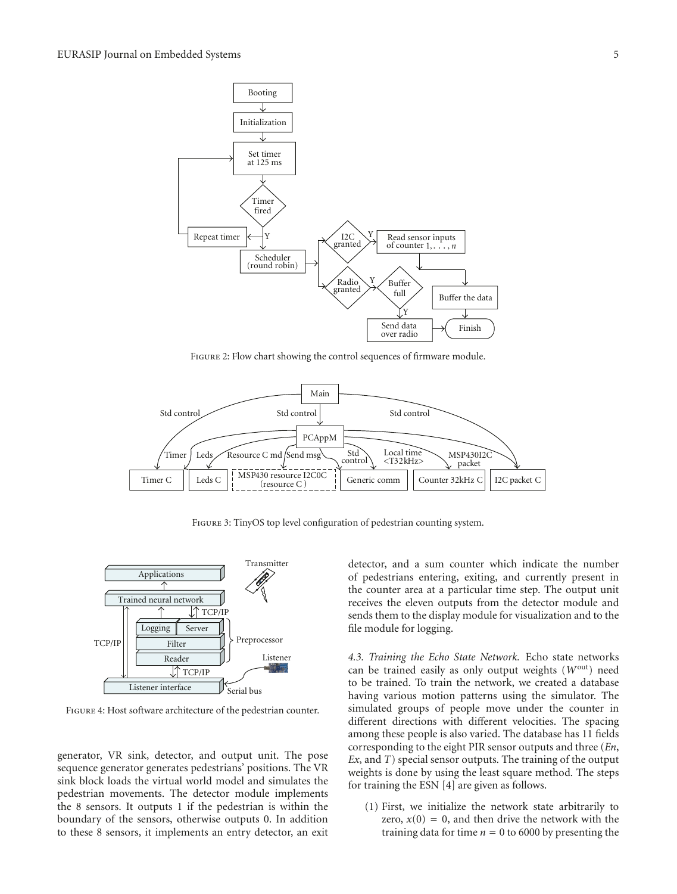Figure 2: Flow chart showing the control sequences of firmware module.

Figure 3: TinyOS top level configuration of pedestrian counting system.

Figure 4: Host software architecture of the pedestrian counter.

generator, VR sink, detector, and output unit. The pose sequence generator generates pedestrians' positions. The VR sink block loads the virtual world model and simulates the pedestrian movements. The detector module implements the 8 sensors. It outputs 1 if the pedestrian is within the boundary of the sensors, otherwise outputs 0. In addition to these 8 sensors, it implements an entry detector, an exit detector, and a sum counter which indicate the number of pedestrians entering, exiting, and currently present in the counter area at a particular time step. The output unit receives the eleven outputs from the detector module and sends them to the display module for visualization and to the file module for logging.

*4.3. Training the Echo State Network.* Echo state networks can be trained easily as only output weights ($W^{\text{out}}$) need to be trained. To train the network, we created a database having various motion patterns using the simulator. The simulated groups of people move under the counter in different directions with different velocities. The spacing among these people is also varied. The database has 11 fields corresponding to the eight PIR sensor outputs and three (*En*, *Ex*, and *T*) special sensor outputs. The training of the output weights is done by using the least square method. The steps for training the ESN [4] are given as follows.

(1) First, we initialize the network state arbitrarily to zero, $x(0) = 0$, and then drive the network with the training data for time $n = 0$ to 6000 by presenting the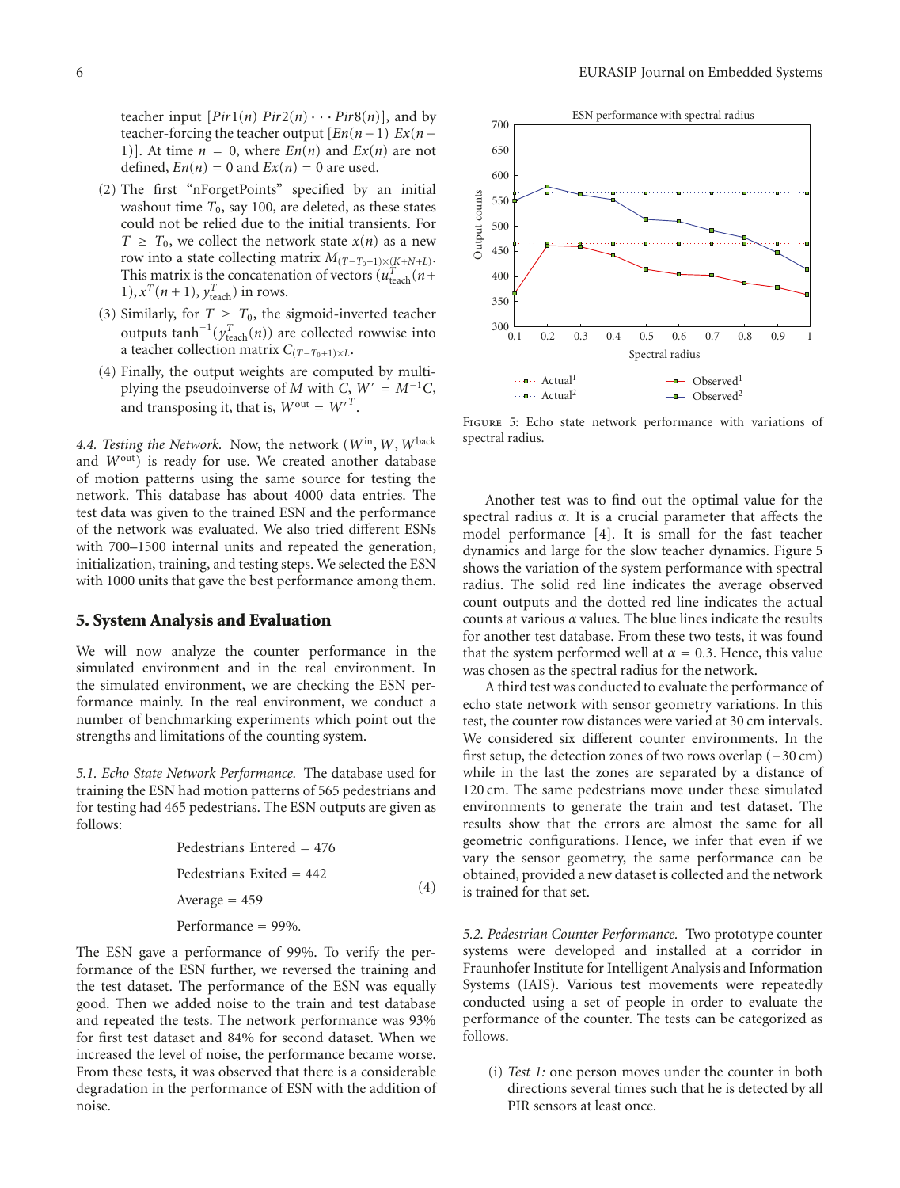teacher input $[Pir1(n)\ Pir2(n) \cdots Pir8(n)]$, and by teacher-forcing the teacher output $[En(n-1)\ Ex(n-1)]$. At time $n = 0$, where $En(n)$ and $Ex(n)$ are not defined, $En(n) = 0$ and $Ex(n) = 0$ are used.

(2) The first "nForgetPoints" specified by an initial washout time $T_0$, say 100, are deleted, as these states could not be relied due to the initial transients. For $T \geq T_0$, we collect the network state $x(n)$ as a new row into a state collecting matrix $M_{(T-T_0+1)\times(K+N+L)}$. This matrix is the concatenation of vectors $(u^T_{\text{teach}}(n+1), x^T(n+1), y^T_{\text{teach}})$ in rows.

(3) Similarly, for $T \geq T_0$, the sigmoid-inverted teacher outputs $\tanh^{-1}(y^T_{\text{teach}}(n))$ are collected rowwise into a teacher collection matrix $C_{(T-T_0+1)\times L}$.

(4) Finally, the output weights are computed by multiplying the pseudoinverse of $M$ with $C$, $W' = M^{-1}C$, and transposing it, that is, $W^{\text{out}} = W'^T$.

*4.4. Testing the Network.* Now, the network ($W^{\text{in}}$, $W$, $W^{\text{back}}$ and $W^{\text{out}}$) is ready for use. We created another database of motion patterns using the same source for testing the network. This database has about 4000 data entries. The test data was given to the trained ESN and the performance of the network was evaluated. We also tried different ESNs with 700–1500 internal units and repeated the generation, initialization, training, and testing steps. We selected the ESN with 1000 units that gave the best performance among them.

## 5. System Analysis and Evaluation

We will now analyze the counter performance in the simulated environment and in the real environment. In the simulated environment, we are checking the ESN performance mainly. In the real environment, we conduct a number of benchmarking experiments which point out the strengths and limitations of the counting system.

*5.1. Echo State Network Performance.* The database used for training the ESN had motion patterns of 565 pedestrians and for testing had 465 pedestrians. The ESN outputs are given as follows:

$$\begin{aligned} &\text{Pedestrians Entered} = 476 \\ &\text{Pedestrians Exited} = 442 \\ &\text{Average} = 459 \\ &\text{Performance} = 99\%. \end{aligned} \tag{4}$$

The ESN gave a performance of 99%. To verify the performance of the ESN further, we reversed the training and the test dataset. The performance of the ESN was equally good. Then we added noise to the train and test database and repeated the tests. The network performance was 93% for first test dataset and 84% for second dataset. When we increased the level of noise, the performance became worse. From these tests, it was observed that there is a considerable degradation in the performance of ESN with the addition of noise.

Figure 5: Echo state network performance with variations of spectral radius.

Another test was to find out the optimal value for the spectral radius $\alpha$. It is a crucial parameter that affects the model performance [4]. It is small for the fast teacher dynamics and large for the slow teacher dynamics. Figure 5 shows the variation of the system performance with spectral radius. The solid red line indicates the average observed count outputs and the dotted red line indicates the actual counts at various $\alpha$ values. The blue lines indicate the results for another test database. From these two tests, it was found that the system performed well at $\alpha = 0.3$. Hence, this value was chosen as the spectral radius for the network.

A third test was conducted to evaluate the performance of echo state network with sensor geometry variations. In this test, the counter row distances were varied at 30 cm intervals. We considered six different counter environments. In the first setup, the detection zones of two rows overlap (−30 cm) while in the last the zones are separated by a distance of 120 cm. The same pedestrians move under these simulated environments to generate the train and test dataset. The results show that the errors are almost the same for all geometric configurations. Hence, we infer that even if we vary the sensor geometry, the same performance can be obtained, provided a new dataset is collected and the network is trained for that set.

*5.2. Pedestrian Counter Performance.* Two prototype counter systems were developed and installed at a corridor in Fraunhofer Institute for Intelligent Analysis and Information Systems (IAIS). Various test movements were repeatedly conducted using a set of people in order to evaluate the performance of the counter. The tests can be categorized as follows.

(i) *Test 1:* one person moves under the counter in both directions several times such that he is detected by all PIR sensors at least once.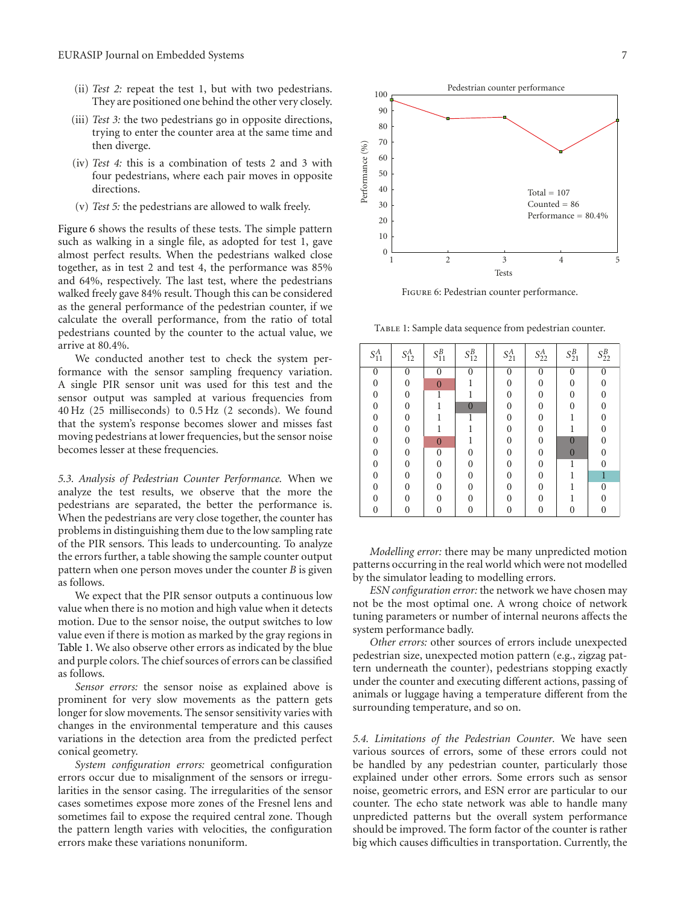(ii) *Test 2:* repeat the test 1, but with two pedestrians. They are positioned one behind the other very closely.

(iii) *Test 3:* the two pedestrians go in opposite directions, trying to enter the counter area at the same time and then diverge.

(iv) *Test 4:* this is a combination of tests 2 and 3 with four pedestrians, where each pair moves in opposite directions.

(v) *Test 5:* the pedestrians are allowed to walk freely.

Figure 6 shows the results of these tests. The simple pattern such as walking in a single file, as adopted for test 1, gave almost perfect results. When the pedestrians walked close together, as in test 2 and test 4, the performance was 85% and 64%, respectively. The last test, where the pedestrians walked freely gave 84% result. Though this can be considered as the general performance of the pedestrian counter, if we calculate the overall performance, from the ratio of total pedestrians counted by the counter to the actual value, we arrive at 80.4%.

We conducted another test to check the system performance with the sensor sampling frequency variation. A single PIR sensor unit was used for this test and the sensor output was sampled at various frequencies from 40 Hz (25 milliseconds) to 0.5 Hz (2 seconds). We found that the system's response becomes slower and misses fast moving pedestrians at lower frequencies, but the sensor noise becomes lesser at these frequencies.

Pedestrian counter performance

Total = 107
Counted = 86
Performance = 80.4%

Figure 6: Pedestrian counter performance.

### 5.3. Analysis of Pedestrian Counter Performance

When we analyze the test results, we observe that the more the pedestrians are separated, the better the performance is. When the pedestrians are very close together, the counter has problems in distinguishing them due to the low sampling rate of the PIR sensors. This leads to undercounting. To analyze the errors further, a table showing the sample counter output pattern when one person moves under the counter *B* is given as follows.

Table 1: Sample data sequence from pedestrian counter.

| $S_{11}^A$ | $S_{12}^A$ | $S_{11}^B$ | $S_{12}^B$ | $S_{21}^A$ | $S_{22}^A$ | $S_{21}^B$ | $S_{22}^B$ |
|---|---|---|---|---|---|---|---|
| 0 | 0 | 0 | 0 | 0 | 0 | 0 | 0 |
| 0 | 0 | 0 | 1 | 0 | 0 | 0 | 0 |
| 0 | 0 | 1 | 1 | 0 | 0 | 0 | 0 |
| 0 | 0 | 1 | 0 | 0 | 0 | 0 | 0 |
| 0 | 0 | 1 | 1 | 0 | 0 | 1 | 0 |
| 0 | 0 | 1 | 1 | 0 | 0 | 1 | 0 |
| 0 | 0 | 0 | 1 | 0 | 0 | 0 | 0 |
| 0 | 0 | 0 | 0 | 0 | 0 | 0 | 0 |
| 0 | 0 | 0 | 0 | 0 | 0 | 1 | 0 |
| 0 | 0 | 0 | 0 | 0 | 0 | 1 | 1 |
| 0 | 0 | 0 | 0 | 0 | 0 | 1 | 0 |
| 0 | 0 | 0 | 0 | 0 | 0 | 1 | 0 |
| 0 | 0 | 0 | 0 | 0 | 0 | 0 | 0 |

We expect that the PIR sensor outputs a continuous low value when there is no motion and high value when it detects motion. Due to the sensor noise, the output switches to low value even if there is motion as marked by the gray regions in Table 1. We also observe other errors as indicated by the blue and purple colors. The chief sources of errors can be classified as follows.

*Sensor errors:* the sensor noise as explained above is prominent for very slow movements as the pattern gets longer for slow movements. The sensor sensitivity varies with changes in the environmental temperature and this causes variations in the detection area from the predicted perfect conical geometry.

*System configuration errors:* geometrical configuration errors occur due to misalignment of the sensors or irregularities in the sensor casing. The irregularities of the sensor cases sometimes expose more zones of the Fresnel lens and sometimes fail to expose the required central zone. Though the pattern length varies with velocities, the configuration errors make these variations nonuniform.

*Modelling error:* there may be many unpredicted motion patterns occurring in the real world which were not modelled by the simulator leading to modelling errors.

*ESN configuration error:* the network we have chosen may not be the most optimal one. A wrong choice of network tuning parameters or number of internal neurons affects the system performance badly.

*Other errors:* other sources of errors include unexpected pedestrian size, unexpected motion pattern (e.g., zigzag pattern underneath the counter), pedestrians stopping exactly under the counter and executing different actions, passing of animals or luggage having a temperature different from the surrounding temperature, and so on.

### 5.4. Limitations of the Pedestrian Counter

We have seen various sources of errors, some of these errors could not be handled by any pedestrian counter, particularly those explained under other errors. Some errors such as sensor noise, geometric errors, and ESN error are particular to our counter. The echo state network was able to handle many unpredicted patterns but the overall system performance should be improved. The form factor of the counter is rather big which causes difficulties in transportation. Currently, the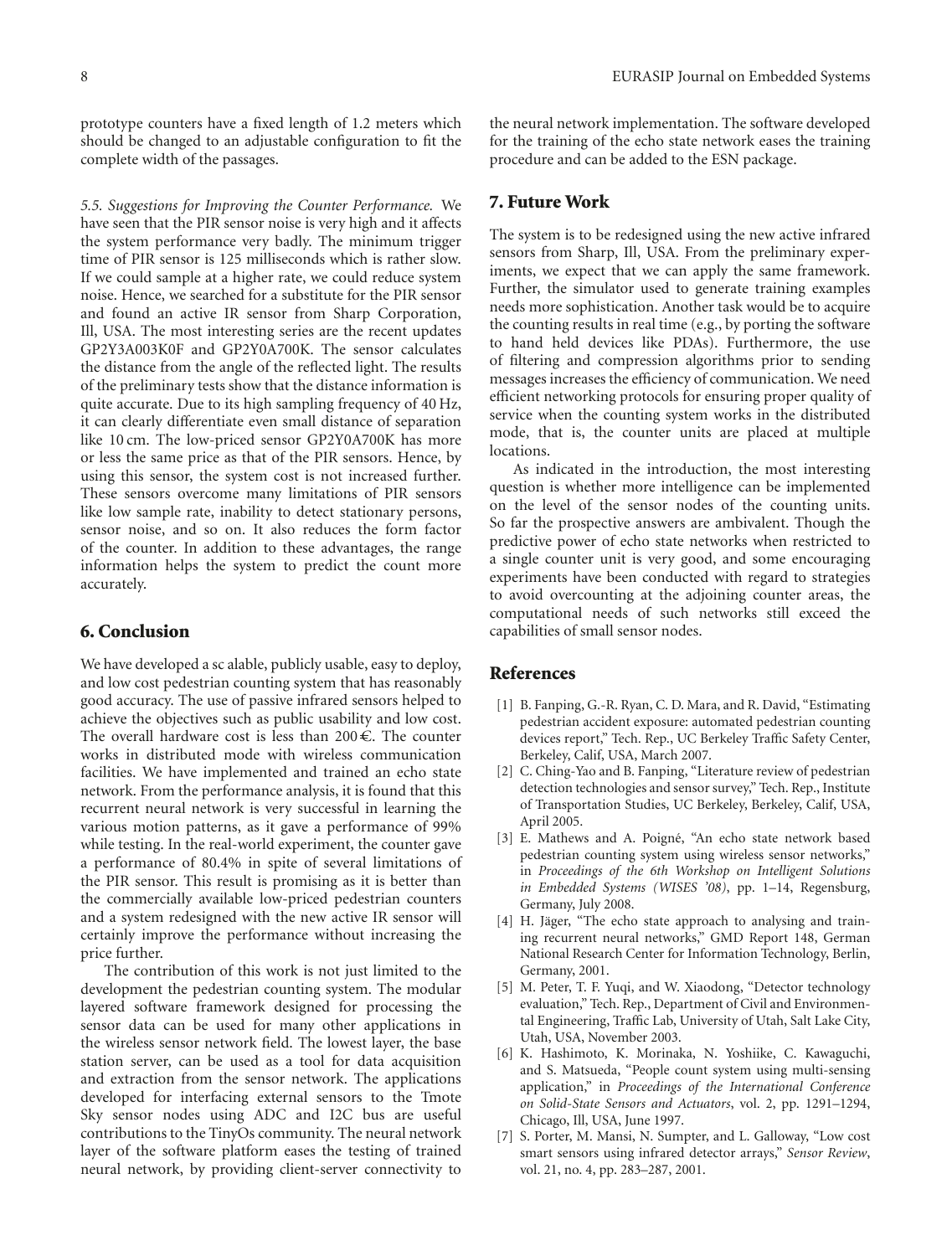prototype counters have a fixed length of 1.2 meters which should be changed to an adjustable configuration to fit the complete width of the passages.

*5.5. Suggestions for Improving the Counter Performance.* We have seen that the PIR sensor noise is very high and it affects the system performance very badly. The minimum trigger time of PIR sensor is 125 milliseconds which is rather slow. If we could sample at a higher rate, we could reduce system noise. Hence, we searched for a substitute for the PIR sensor and found an active IR sensor from Sharp Corporation, Ill, USA. The most interesting series are the recent updates GP2Y3A003K0F and GP2Y0A700K. The sensor calculates the distance from the angle of the reflected light. The results of the preliminary tests show that the distance information is quite accurate. Due to its high sampling frequency of 40 Hz, it can clearly differentiate even small distance of separation like 10 cm. The low-priced sensor GP2Y0A700K has more or less the same price as that of the PIR sensors. Hence, by using this sensor, the system cost is not increased further. These sensors overcome many limitations of PIR sensors like low sample rate, inability to detect stationary persons, sensor noise, and so on. It also reduces the form factor of the counter. In addition to these advantages, the range information helps the system to predict the count more accurately.

## 6. Conclusion

We have developed a sc alable, publicly usable, easy to deploy, and low cost pedestrian counting system that has reasonably good accuracy. The use of passive infrared sensors helped to achieve the objectives such as public usability and low cost. The overall hardware cost is less than 200 €. The counter works in distributed mode with wireless communication facilities. We have implemented and trained an echo state network. From the performance analysis, it is found that this recurrent neural network is very successful in learning the various motion patterns, as it gave a performance of 99% while testing. In the real-world experiment, the counter gave a performance of 80.4% in spite of several limitations of the PIR sensor. This result is promising as it is better than the commercially available low-priced pedestrian counters and a system redesigned with the new active IR sensor will certainly improve the performance without increasing the price further.

The contribution of this work is not just limited to the development the pedestrian counting system. The modular layered software framework designed for processing the sensor data can be used for many other applications in the wireless sensor network field. The lowest layer, the base station server, can be used as a tool for data acquisition and extraction from the sensor network. The applications developed for interfacing external sensors to the Tmote Sky sensor nodes using ADC and I2C bus are useful contributions to the TinyOs community. The neural network layer of the software platform eases the testing of trained neural network, by providing client-server connectivity to the neural network implementation. The software developed for the training of the echo state network eases the training procedure and can be added to the ESN package.

## 7. Future Work

The system is to be redesigned using the new active infrared sensors from Sharp, Ill, USA. From the preliminary experiments, we expect that we can apply the same framework. Further, the simulator used to generate training examples needs more sophistication. Another task would be to acquire the counting results in real time (e.g., by porting the software to hand held devices like PDAs). Furthermore, the use of filtering and compression algorithms prior to sending messages increases the efficiency of communication. We need efficient networking protocols for ensuring proper quality of service when the counting system works in the distributed mode, that is, the counter units are placed at multiple locations.

As indicated in the introduction, the most interesting question is whether more intelligence can be implemented on the level of the sensor nodes of the counting units. So far the prospective answers are ambivalent. Though the predictive power of echo state networks when restricted to a single counter unit is very good, and some encouraging experiments have been conducted with regard to strategies to avoid overcounting at the adjoining counter areas, the computational needs of such networks still exceed the capabilities of small sensor nodes.

## References

[1] B. Fanping, G.-R. Ryan, C. D. Mara, and R. David, "Estimating pedestrian accident exposure: automated pedestrian counting devices report," Tech. Rep., UC Berkeley Traffic Safety Center, Berkeley, Calif, USA, March 2007.

[2] C. Ching-Yao and B. Fanping, "Literature review of pedestrian detection technologies and sensor survey," Tech. Rep., Institute of Transportation Studies, UC Berkeley, Berkeley, Calif, USA, April 2005.

[3] E. Mathews and A. Poigné, "An echo state network based pedestrian counting system using wireless sensor networks," in *Proceedings of the 6th Workshop on Intelligent Solutions in Embedded Systems (WISES '08)*, pp. 1–14, Regensburg, Germany, July 2008.

[4] H. Jäger, "The echo state approach to analysing and training recurrent neural networks," GMD Report 148, German National Research Center for Information Technology, Berlin, Germany, 2001.

[5] M. Peter, T. F. Yuqi, and W. Xiaodong, "Detector technology evaluation," Tech. Rep., Department of Civil and Environmental Engineering, Traffic Lab, University of Utah, Salt Lake City, Utah, USA, November 2003.

[6] K. Hashimoto, K. Morinaka, N. Yoshiike, C. Kawaguchi, and S. Matsueda, "People count system using multi-sensing application," in *Proceedings of the International Conference on Solid-State Sensors and Actuators*, vol. 2, pp. 1291–1294, Chicago, Ill, USA, June 1997.

[7] S. Porter, M. Mansi, N. Sumpter, and L. Galloway, "Low cost smart sensors using infrared detector arrays," *Sensor Review*, vol. 21, no. 4, pp. 283–287, 2001.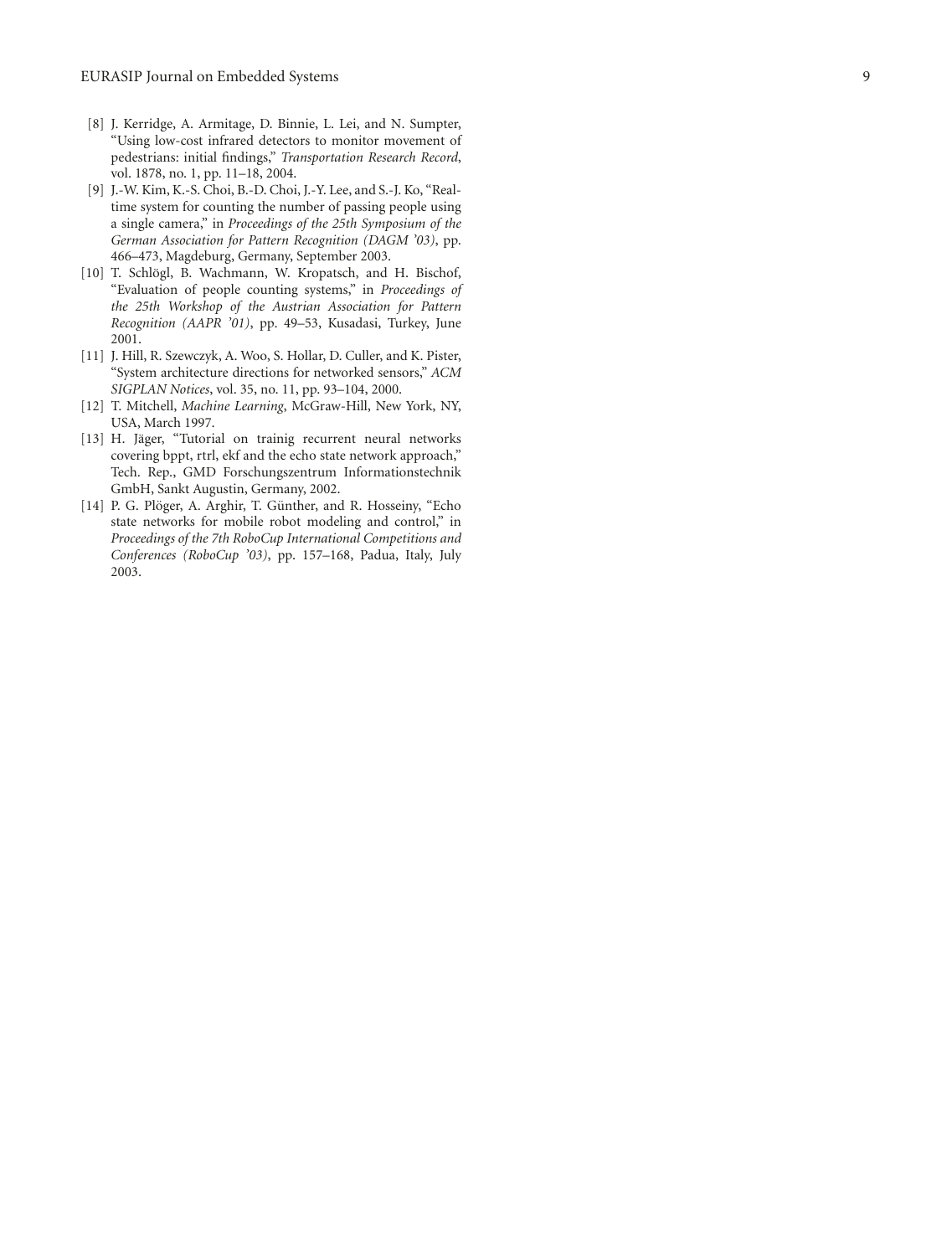[8] J. Kerridge, A. Armitage, D. Binnie, L. Lei, and N. Sumpter, "Using low-cost infrared detectors to monitor movement of pedestrians: initial findings," *Transportation Research Record*, vol. 1878, no. 1, pp. 11–18, 2004.

[9] J.-W. Kim, K.-S. Choi, B.-D. Choi, J.-Y. Lee, and S.-J. Ko, "Real-time system for counting the number of passing people using a single camera," in *Proceedings of the 25th Symposium of the German Association for Pattern Recognition (DAGM '03)*, pp. 466–473, Magdeburg, Germany, September 2003.

[10] T. Schlögl, B. Wachmann, W. Kropatsch, and H. Bischof, "Evaluation of people counting systems," in *Proceedings of the 25th Workshop of the Austrian Association for Pattern Recognition (AAPR '01)*, pp. 49–53, Kusadasi, Turkey, June 2001.

[11] J. Hill, R. Szewczyk, A. Woo, S. Hollar, D. Culler, and K. Pister, "System architecture directions for networked sensors," *ACM SIGPLAN Notices*, vol. 35, no. 11, pp. 93–104, 2000.

[12] T. Mitchell, *Machine Learning*, McGraw-Hill, New York, NY, USA, March 1997.

[13] H. Jäger, "Tutorial on trainig recurrent neural networks covering bppt, rtrl, ekf and the echo state network approach," Tech. Rep., GMD Forschungszentrum Informationstechnik GmbH, Sankt Augustin, Germany, 2002.

[14] P. G. Plöger, A. Arghir, T. Günther, and R. Hosseiny, "Echo state networks for mobile robot modeling and control," in *Proceedings of the 7th RoboCup International Competitions and Conferences (RoboCup '03)*, pp. 157–168, Padua, Italy, July 2003.